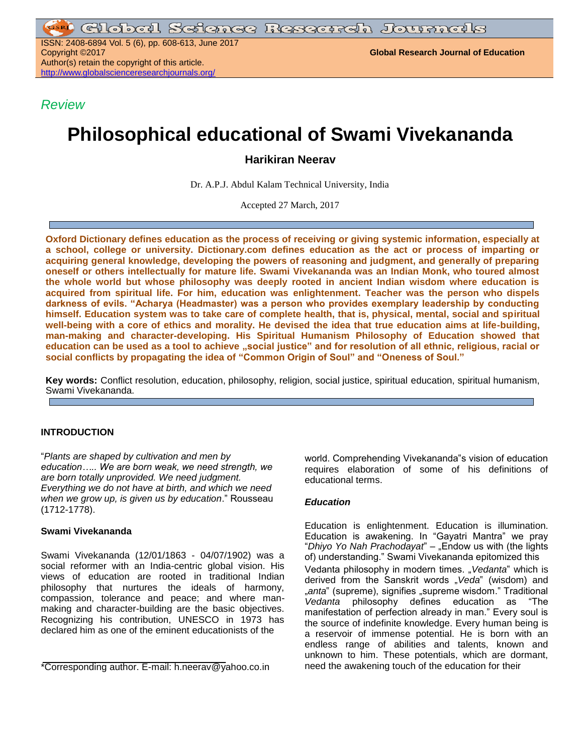*Review*

# Philosophical educational of Swami Vivekananda

## Harikiran Neerav

Dr. A.P.J. Abdul Kalam Technical University, India

Accepted 27 March, 2017

**Oxford Dictionary defines education as the process of receiving or giving systemic information, especially at a school, college or university. Dictionary.com defines education as the act or process of imparting or acquiring general knowledge, developing the powers of reasoning and judgment, and generally of preparing oneself or others intellectually for mature life. Swami Vivekananda was an Indian Monk, who toured almost the whole world but whose philosophy was deeply rooted in ancient Indian wisdom where education is acquired from spiritual life. For him, education was enlightenment. Teacher was the person who dispels darkness of evils. "Acharya (Headmaster) was a person who provides exemplary leadership by conducting himself. Education system was to take care of complete health, that is, physical, mental, social and spiritual well-being with a core of ethics and morality. He devised the idea that true education aims at life-building, man-making and character-developing. His Spiritual Humanism Philosophy of Education showed that education can be used as a tool to achieve „social justice" and for resolution of all ethnic, religious, racial or social conflicts by propagating the idea of "Common Origin of Soul" and "Oneness of Soul."**

**Key words:** Conflict resolution, education, philosophy, religion, social justice, spiritual education, spiritual humanism, Swami Vivekananda.

## INTRODUCTION

"*Plants are shaped by cultivation and men by education….. We are born weak, we need strength, we are born totally unprovided. We need judgment. Everything we do not have at birth, and which we need when we grow up, is given us by education*." Rousseau (1712-1778).

### Swami Vivekananda

Swami Vivekananda (12/01/1863 - 04/07/1902) was a social reformer with an India-centric global vision. His views of education are rooted in traditional Indian philosophy that nurtures the ideals of harmony, compassion, tolerance and peace; and where man-making and character-building are the basic objectives. Recognizing his contribution, UNESCO in 1973 has declared him as one of the eminent educationists of the world. Comprehending Vivekananda"s vision of education requires elaboration of some of his definitions of educational terms.

### *Education*

Education is enlightenment. Education is illumination. Education is awakening. In "Gayatri Mantra" we pray "*Dhiyo Yo Nah Prachodayat*" – „Endow us with (the lights of) understanding." Swami Vivekananda epitomized this Vedanta philosophy in modern times. „*Vedanta*" which is derived from the Sanskrit words „*Veda*" (wisdom) and „*anta*" (supreme), signifies „supreme wisdom." Traditional *Vedanta* philosophy defines education as "The manifestation of perfection already in man." Every soul is the source of indefinite knowledge. Every human being is a reservoir of immense potential. He is born with an endless range of abilities and talents, known and unknown to him. These potentials, which are dormant, need the awakening touch of the education for their

*Corresponding author. E-mail: h.neerav@yahoo.co.in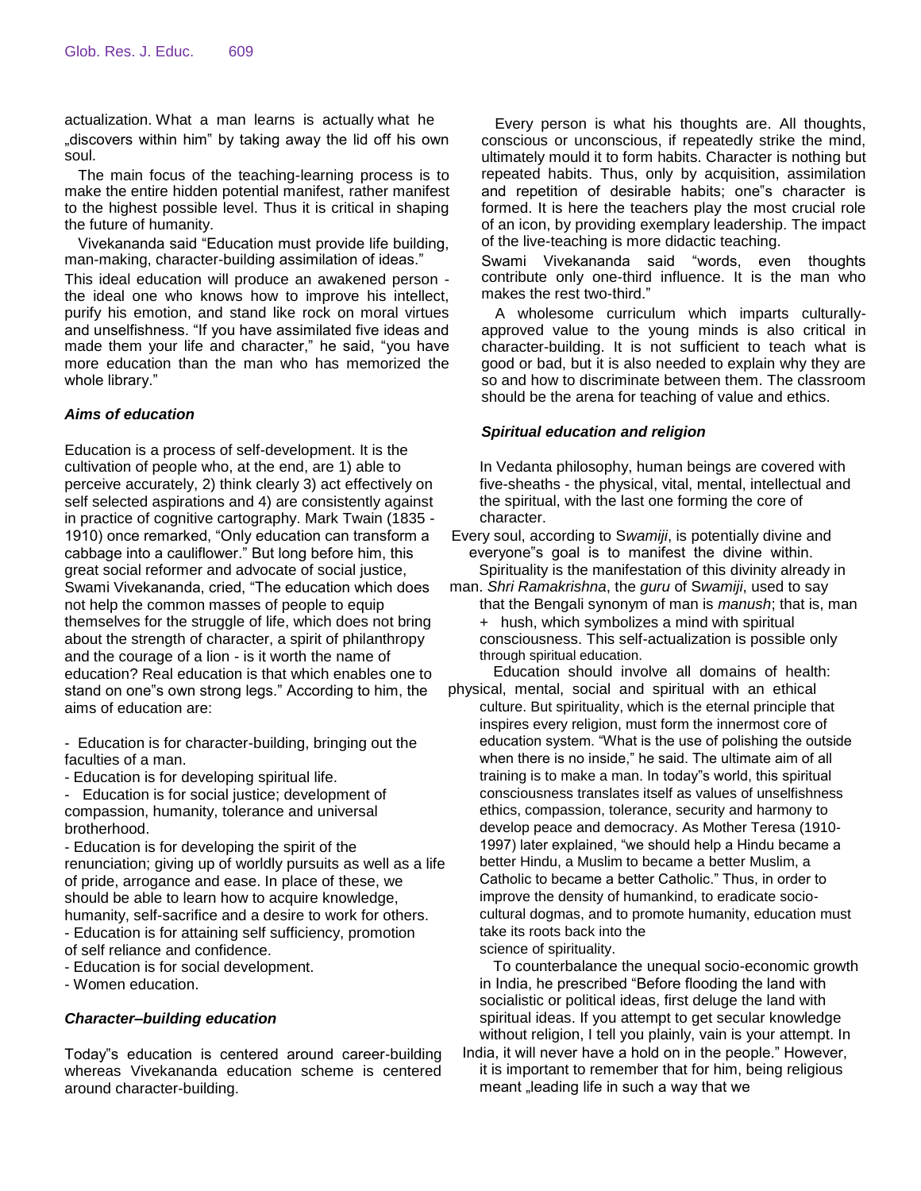actualization. What a man learns is actually what he „discovers within him" by taking away the lid off his own soul.

The main focus of the teaching-learning process is to make the entire hidden potential manifest, rather manifest to the highest possible level. Thus it is critical in shaping the future of humanity.

Vivekananda said "Education must provide life building, man-making, character-building assimilation of ideas." This ideal education will produce an awakened person - the ideal one who knows how to improve his intellect, purify his emotion, and stand like rock on moral virtues and unselfishness. "If you have assimilated five ideas and made them your life and character," he said, "you have more education than the man who has memorized the whole library."

### *Aims of education*

Education is a process of self-development. It is the cultivation of people who, at the end, are 1) able to perceive accurately, 2) think clearly 3) act effectively on self selected aspirations and 4) are consistently against in practice of cognitive cartography. Mark Twain (1835 - 1910) once remarked, "Only education can transform a cabbage into a cauliflower." But long before him, this great social reformer and advocate of social justice, Swami Vivekananda, cried, "The education which does not help the common masses of people to equip themselves for the struggle of life, which does not bring about the strength of character, a spirit of philanthropy and the courage of a lion - is it worth the name of education? Real education is that which enables one to stand on one"s own strong legs." According to him, the aims of education are:

- Education is for character-building, bringing out the faculties of a man.
- Education is for developing spiritual life.
- Education is for social justice; development of compassion, humanity, tolerance and universal brotherhood.
- Education is for developing the spirit of the renunciation; giving up of worldly pursuits as well as a life of pride, arrogance and ease. In place of these, we should be able to learn how to acquire knowledge, humanity, self-sacrifice and a desire to work for others.
- Education is for attaining self sufficiency, promotion of self reliance and confidence.
- Education is for social development.
- Women education.

### *Character–building education*

Today"s education is centered around career-building whereas Vivekananda education scheme is centered around character-building.

Every person is what his thoughts are. All thoughts, conscious or unconscious, if repeatedly strike the mind, ultimately mould it to form habits. Character is nothing but repeated habits. Thus, only by acquisition, assimilation and repetition of desirable habits; one"s character is formed. It is here the teachers play the most crucial role of an icon, by providing exemplary leadership. The impact of the live-teaching is more didactic teaching.

Swami Vivekananda said "words, even thoughts contribute only one-third influence. It is the man who makes the rest two-third."

A wholesome curriculum which imparts culturally-approved value to the young minds is also critical in character-building. It is not sufficient to teach what is good or bad, but it is also needed to explain why they are so and how to discriminate between them. The classroom should be the arena for teaching of value and ethics.

### *Spiritual education and religion*

In Vedanta philosophy, human beings are covered with five-sheaths - the physical, vital, mental, intellectual and the spiritual, with the last one forming the core of character.

Every soul, according to S*wamiji*, is potentially divine and everyone"s goal is to manifest the divine within.

Spirituality is the manifestation of this divinity already in man. *Shri Ramakrishna*, the *guru* of S*wamiji*, used to say that the Bengali synonym of man is *manush*; that is, man + hush, which symbolizes a mind with spiritual consciousness. This self-actualization is possible only through spiritual education.

Education should involve all domains of health: physical, mental, social and spiritual with an ethical culture. But spirituality, which is the eternal principle that inspires every religion, must form the innermost core of education system. "What is the use of polishing the outside when there is no inside," he said. The ultimate aim of all training is to make a man. In today"s world, this spiritual consciousness translates itself as values of unselfishness ethics, compassion, tolerance, security and harmony to develop peace and democracy. As Mother Teresa (1910-1997) later explained, "we should help a Hindu became a better Hindu, a Muslim to became a better Muslim, a Catholic to became a better Catholic." Thus, in order to improve the density of humankind, to eradicate socio-cultural dogmas, and to promote humanity, education must take its roots back into the science of spirituality.

To counterbalance the unequal socio-economic growth in India, he prescribed "Before flooding the land with socialistic or political ideas, first deluge the land with spiritual ideas. If you attempt to get secular knowledge without religion, I tell you plainly, vain is your attempt. In India, it will never have a hold on in the people." However, it is important to remember that for him, being religious meant „leading life in such a way that we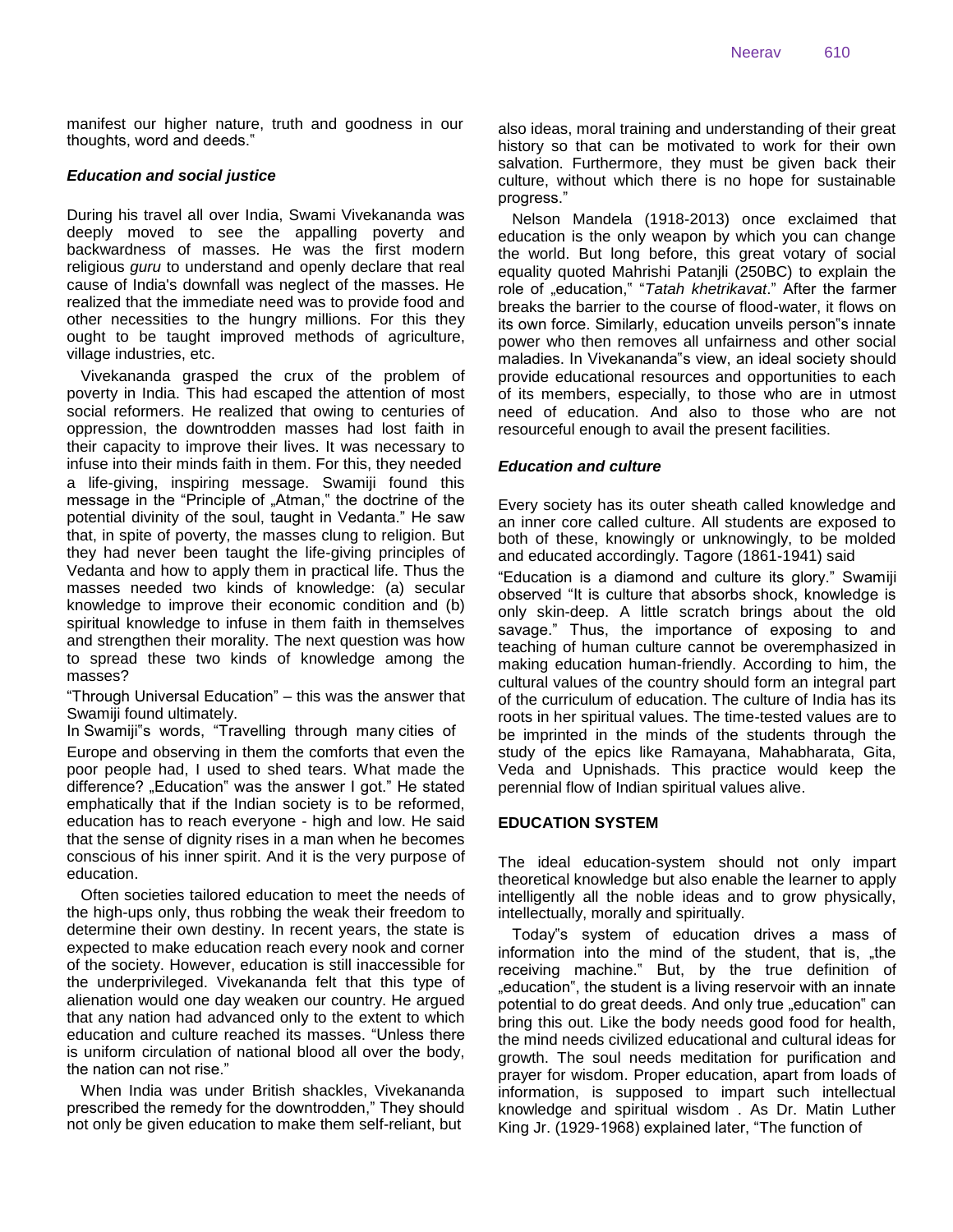manifest our higher nature, truth and goodness in our thoughts, word and deeds."

### *Education and social justice*

During his travel all over India, Swami Vivekananda was deeply moved to see the appalling poverty and backwardness of masses. He was the first modern religious *guru* to understand and openly declare that real cause of India's downfall was neglect of the masses. He realized that the immediate need was to provide food and other necessities to the hungry millions. For this they ought to be taught improved methods of agriculture, village industries, etc.

Vivekananda grasped the crux of the problem of poverty in India. This had escaped the attention of most social reformers. He realized that owing to centuries of oppression, the downtrodden masses had lost faith in their capacity to improve their lives. It was necessary to infuse into their minds faith in them. For this, they needed a life-giving, inspiring message. Swamiji found this message in the "Principle of „Atman," the doctrine of the potential divinity of the soul, taught in Vedanta." He saw that, in spite of poverty, the masses clung to religion. But they had never been taught the life-giving principles of Vedanta and how to apply them in practical life. Thus the masses needed two kinds of knowledge: (a) secular knowledge to improve their economic condition and (b) spiritual knowledge to infuse in them faith in themselves and strengthen their morality. The next question was how to spread these two kinds of knowledge among the masses?

"Through Universal Education" – this was the answer that Swamiji found ultimately.

In Swamiji"s words, "Travelling through many cities of Europe and observing in them the comforts that even the poor people had, I used to shed tears. What made the difference? „Education" was the answer I got." He stated emphatically that if the Indian society is to be reformed, education has to reach everyone - high and low. He said that the sense of dignity rises in a man when he becomes conscious of his inner spirit. And it is the very purpose of education.

Often societies tailored education to meet the needs of the high-ups only, thus robbing the weak their freedom to determine their own destiny. In recent years, the state is expected to make education reach every nook and corner of the society. However, education is still inaccessible for the underprivileged. Vivekananda felt that this type of alienation would one day weaken our country. He argued that any nation had advanced only to the extent to which education and culture reached its masses. "Unless there is uniform circulation of national blood all over the body, the nation can not rise."

When India was under British shackles, Vivekananda prescribed the remedy for the downtrodden," They should not only be given education to make them self-reliant, but also ideas, moral training and understanding of their great history so that can be motivated to work for their own salvation. Furthermore, they must be given back their culture, without which there is no hope for sustainable progress."

Nelson Mandela (1918-2013) once exclaimed that education is the only weapon by which you can change the world. But long before, this great votary of social equality quoted Mahrishi Patanjli (250BC) to explain the role of „education," "*Tatah khetrikavat*." After the farmer breaks the barrier to the course of flood-water, it flows on its own force. Similarly, education unveils person"s innate power who then removes all unfairness and other social maladies. In Vivekananda"s view, an ideal society should provide educational resources and opportunities to each of its members, especially, to those who are in utmost need of education. And also to those who are not resourceful enough to avail the present facilities.

### *Education and culture*

Every society has its outer sheath called knowledge and an inner core called culture. All students are exposed to both of these, knowingly or unknowingly, to be molded and educated accordingly. Tagore (1861-1941) said

"Education is a diamond and culture its glory." Swamiji observed "It is culture that absorbs shock, knowledge is only skin-deep. A little scratch brings about the old savage." Thus, the importance of exposing to and teaching of human culture cannot be overemphasized in making education human-friendly. According to him, the cultural values of the country should form an integral part of the curriculum of education. The culture of India has its roots in her spiritual values. The time-tested values are to be imprinted in the minds of the students through the study of the epics like Ramayana, Mahabharata, Gita, Veda and Upnishads. This practice would keep the perennial flow of Indian spiritual values alive.

## EDUCATION SYSTEM

The ideal education-system should not only impart theoretical knowledge but also enable the learner to apply intelligently all the noble ideas and to grow physically, intellectually, morally and spiritually.

Today"s system of education drives a mass of information into the mind of the student, that is, „the receiving machine." But, by the true definition of „education", the student is a living reservoir with an innate potential to do great deeds. And only true „education" can bring this out. Like the body needs good food for health, the mind needs civilized educational and cultural ideas for growth. The soul needs meditation for purification and prayer for wisdom. Proper education, apart from loads of information, is supposed to impart such intellectual knowledge and spiritual wisdom . As Dr. Matin Luther King Jr. (1929-1968) explained later, "The function of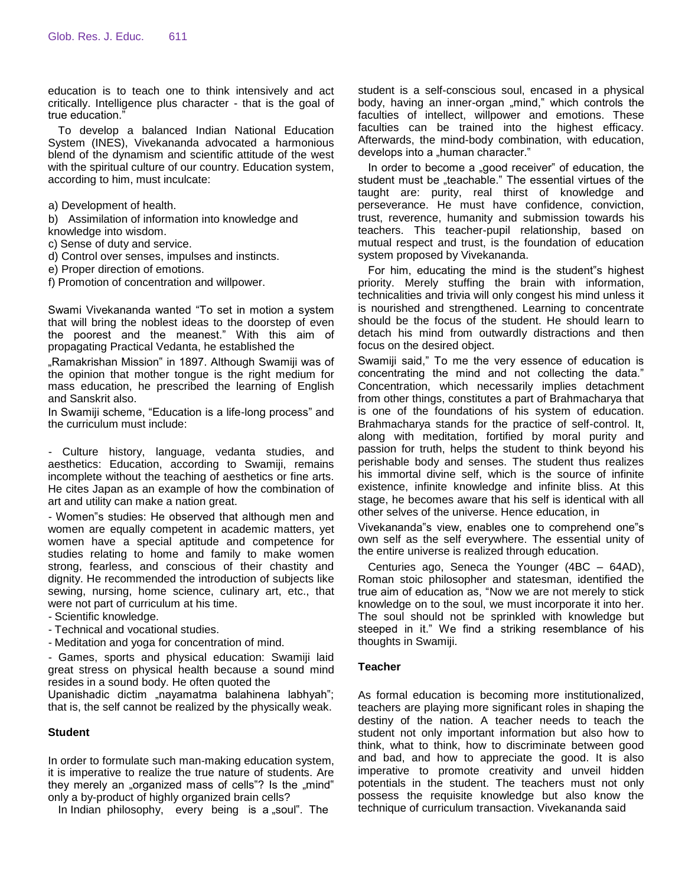education is to teach one to think intensively and act critically. Intelligence plus character - that is the goal of true education."

To develop a balanced Indian National Education System (INES), Vivekananda advocated a harmonious blend of the dynamism and scientific attitude of the west with the spiritual culture of our country. Education system, according to him, must inculcate:

a) Development of health.
b) Assimilation of information into knowledge and knowledge into wisdom.
c) Sense of duty and service.
d) Control over senses, impulses and instincts.
e) Proper direction of emotions.
f) Promotion of concentration and willpower.

Swami Vivekananda wanted "To set in motion a system that will bring the noblest ideas to the doorstep of even the poorest and the meanest." With this aim of propagating Practical Vedanta, he established the „Ramakrishan Mission" in 1897. Although Swamiji was of the opinion that mother tongue is the right medium for mass education, he prescribed the learning of English and Sanskrit also.

In Swamiji scheme, "Education is a life-long process" and the curriculum must include:

- Culture history, language, vedanta studies, and aesthetics: Education, according to Swamiji, remains incomplete without the teaching of aesthetics or fine arts. He cites Japan as an example of how the combination of art and utility can make a nation great.
- Women"s studies: He observed that although men and women are equally competent in academic matters, yet women have a special aptitude and competence for studies relating to home and family to make women strong, fearless, and conscious of their chastity and dignity. He recommended the introduction of subjects like sewing, nursing, home science, culinary art, etc., that were not part of curriculum at his time.
- Scientific knowledge.
- Technical and vocational studies.
- Meditation and yoga for concentration of mind.
- Games, sports and physical education: Swamiji laid great stress on physical health because a sound mind resides in a sound body. He often quoted the Upanishadic dictim „nayamatma balahinena labhyah"; that is, the self cannot be realized by the physically weak.

**Student**

In order to formulate such man-making education system, it is imperative to realize the true nature of students. Are they merely an „organized mass of cells"? Is the „mind" only a by-product of highly organized brain cells?

In Indian philosophy, every being is a „soul". The student is a self-conscious soul, encased in a physical body, having an inner-organ „mind," which controls the faculties of intellect, willpower and emotions. These faculties can be trained into the highest efficacy. Afterwards, the mind-body combination, with education, develops into a „human character."

In order to become a „good receiver" of education, the student must be „teachable." The essential virtues of the taught are: purity, real thirst of knowledge and perseverance. He must have confidence, conviction, trust, reverence, humanity and submission towards his teachers. This teacher-pupil relationship, based on mutual respect and trust, is the foundation of education system proposed by Vivekananda.

For him, educating the mind is the student"s highest priority. Merely stuffing the brain with information, technicalities and trivia will only congest his mind unless it is nourished and strengthened. Learning to concentrate should be the focus of the student. He should learn to detach his mind from outwardly distractions and then focus on the desired object.

Swamiji said," To me the very essence of education is concentrating the mind and not collecting the data." Concentration, which necessarily implies detachment from other things, constitutes a part of Brahmacharya that is one of the foundations of his system of education. Brahmacharya stands for the practice of self-control. It, along with meditation, fortified by moral purity and passion for truth, helps the student to think beyond his perishable body and senses. The student thus realizes his immortal divine self, which is the source of infinite existence, infinite knowledge and infinite bliss. At this stage, he becomes aware that his self is identical with all other selves of the universe. Hence education, in Vivekananda"s view, enables one to comprehend one"s own self as the self everywhere. The essential unity of the entire universe is realized through education.

Centuries ago, Seneca the Younger (4BC – 64AD), Roman stoic philosopher and statesman, identified the true aim of education as, "Now we are not merely to stick knowledge on to the soul, we must incorporate it into her. The soul should not be sprinkled with knowledge but steeped in it." We find a striking resemblance of his thoughts in Swamiji.

**Teacher**

As formal education is becoming more institutionalized, teachers are playing more significant roles in shaping the destiny of the nation. A teacher needs to teach the student not only important information but also how to think, what to think, how to discriminate between good and bad, and how to appreciate the good. It is also imperative to promote creativity and unveil hidden potentials in the student. The teachers must not only possess the requisite knowledge but also know the technique of curriculum transaction. Vivekananda said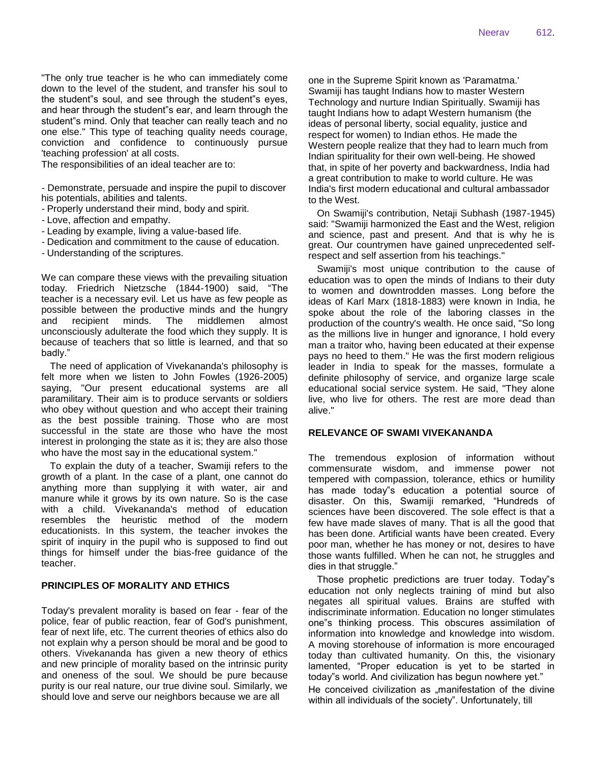"The only true teacher is he who can immediately come down to the level of the student, and transfer his soul to the student"s soul, and see through the student"s eyes, and hear through the student"s ear, and learn through the student"s mind. Only that teacher can really teach and no one else." This type of teaching quality needs courage, conviction and confidence to continuously pursue 'teaching profession' at all costs.

The responsibilities of an ideal teacher are to:

- Demonstrate, persuade and inspire the pupil to discover his potentials, abilities and talents.
- Properly understand their mind, body and spirit.
- Love, affection and empathy.
- Leading by example, living a value-based life.
- Dedication and commitment to the cause of education.
- Understanding of the scriptures.

We can compare these views with the prevailing situation today. Friedrich Nietzsche (1844-1900) said, "The teacher is a necessary evil. Let us have as few people as possible between the productive minds and the hungry and recipient minds. The middlemen almost unconsciously adulterate the food which they supply. It is because of teachers that so little is learned, and that so badly."

The need of application of Vivekananda's philosophy is felt more when we listen to John Fowles (1926-2005) saying, "Our present educational systems are all paramilitary. Their aim is to produce servants or soldiers who obey without question and who accept their training as the best possible training. Those who are most successful in the state are those who have the most interest in prolonging the state as it is; they are also those who have the most say in the educational system."

To explain the duty of a teacher, Swamiji refers to the growth of a plant. In the case of a plant, one cannot do anything more than supplying it with water, air and manure while it grows by its own nature. So is the case with a child. Vivekananda's method of education resembles the heuristic method of the modern educationists. In this system, the teacher invokes the spirit of inquiry in the pupil who is supposed to find out things for himself under the bias-free guidance of the teacher.

## PRINCIPLES OF MORALITY AND ETHICS

Today's prevalent morality is based on fear - fear of the police, fear of public reaction, fear of God's punishment, fear of next life, etc. The current theories of ethics also do not explain why a person should be moral and be good to others. Vivekananda has given a new theory of ethics and new principle of morality based on the intrinsic purity and oneness of the soul. We should be pure because purity is our real nature, our true divine soul. Similarly, we should love and serve our neighbors because we are all one in the Supreme Spirit known as 'Paramatma.' Swamiji has taught Indians how to master Western Technology and nurture Indian Spiritually. Swamiji has taught Indians how to adapt Western humanism (the ideas of personal liberty, social equality, justice and respect for women) to Indian ethos. He made the Western people realize that they had to learn much from Indian spirituality for their own well-being. He showed that, in spite of her poverty and backwardness, India had a great contribution to make to world culture. He was India's first modern educational and cultural ambassador to the West.

On Swamiji's contribution, Netaji Subhash (1987-1945) said: "Swamiji harmonized the East and the West, religion and science, past and present. And that is why he is great. Our countrymen have gained unprecedented self-respect and self assertion from his teachings."

Swamiji's most unique contribution to the cause of education was to open the minds of Indians to their duty to women and downtrodden masses. Long before the ideas of Karl Marx (1818-1883) were known in India, he spoke about the role of the laboring classes in the production of the country's wealth. He once said, "So long as the millions live in hunger and ignorance, I hold every man a traitor who, having been educated at their expense pays no heed to them." He was the first modern religious leader in India to speak for the masses, formulate a definite philosophy of service, and organize large scale educational social service system. He said, "They alone live, who live for others. The rest are more dead than alive."

## RELEVANCE OF SWAMI VIVEKANANDA

The tremendous explosion of information without commensurate wisdom, and immense power not tempered with compassion, tolerance, ethics or humility has made today"s education a potential source of disaster. On this, Swamiji remarked, "Hundreds of sciences have been discovered. The sole effect is that a few have made slaves of many. That is all the good that has been done. Artificial wants have been created. Every poor man, whether he has money or not, desires to have those wants fulfilled. When he can not, he struggles and dies in that struggle."

Those prophetic predictions are truer today. Today"s education not only neglects training of mind but also negates all spiritual values. Brains are stuffed with indiscriminate information. Education no longer stimulates one"s thinking process. This obscures assimilation of information into knowledge and knowledge into wisdom. A moving storehouse of information is more encouraged today than cultivated humanity. On this, the visionary lamented, "Proper education is yet to be started in today"s world. And civilization has begun nowhere yet."

He conceived civilization as „manifestation of the divine within all individuals of the society". Unfortunately, till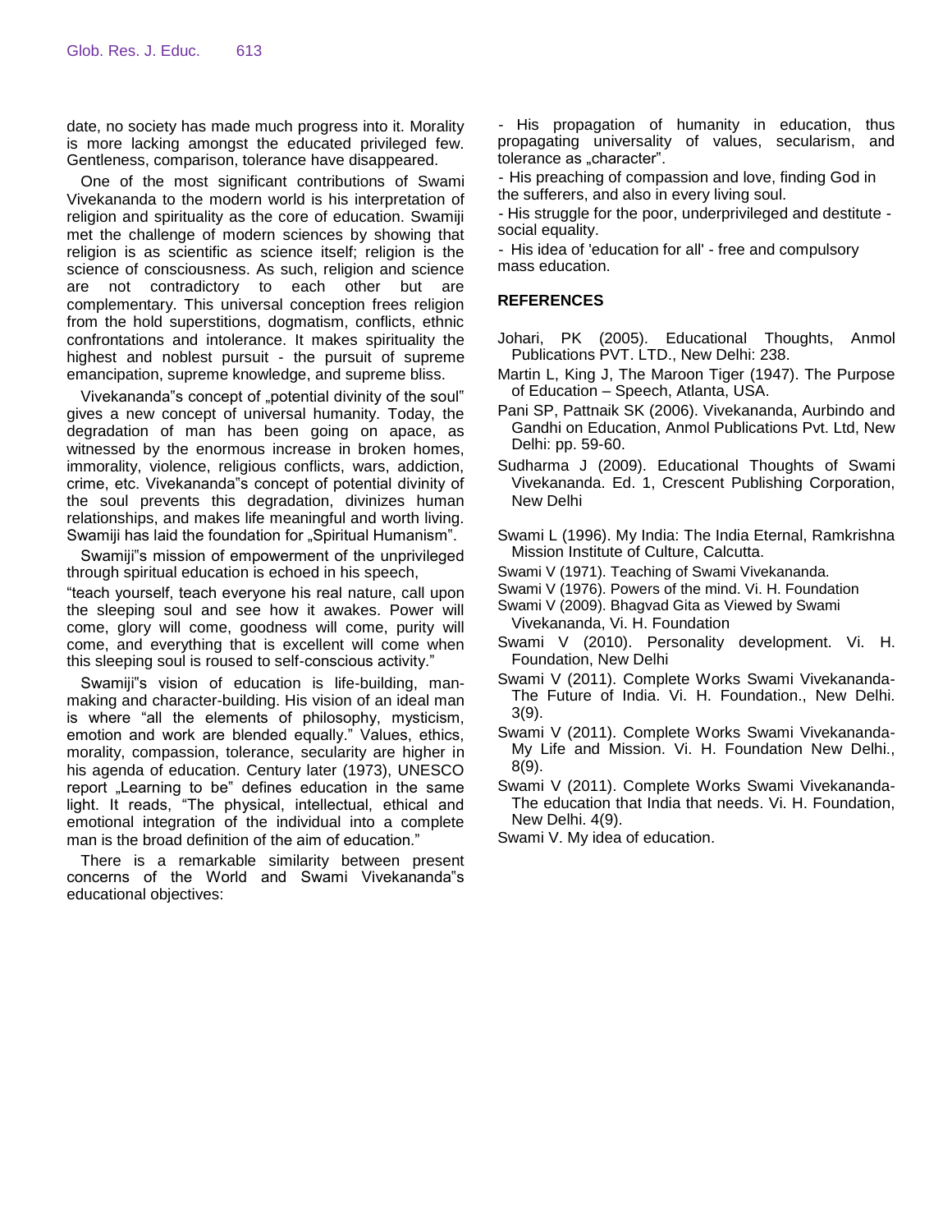date, no society has made much progress into it. Morality is more lacking amongst the educated privileged few. Gentleness, comparison, tolerance have disappeared.

One of the most significant contributions of Swami Vivekananda to the modern world is his interpretation of religion and spirituality as the core of education. Swamiji met the challenge of modern sciences by showing that religion is as scientific as science itself; religion is the science of consciousness. As such, religion and science are not contradictory to each other but are complementary. This universal conception frees religion from the hold superstitions, dogmatism, conflicts, ethnic confrontations and intolerance. It makes spirituality the highest and noblest pursuit - the pursuit of supreme emancipation, supreme knowledge, and supreme bliss.

Vivekananda"s concept of „potential divinity of the soul" gives a new concept of universal humanity. Today, the degradation of man has been going on apace, as witnessed by the enormous increase in broken homes, immorality, violence, religious conflicts, wars, addiction, crime, etc. Vivekananda"s concept of potential divinity of the soul prevents this degradation, divinizes human relationships, and makes life meaningful and worth living. Swamiji has laid the foundation for „Spiritual Humanism".

Swamiji"s mission of empowerment of the unprivileged through spiritual education is echoed in his speech,

"teach yourself, teach everyone his real nature, call upon the sleeping soul and see how it awakes. Power will come, glory will come, goodness will come, purity will come, and everything that is excellent will come when this sleeping soul is roused to self-conscious activity."

Swamiji"s vision of education is life-building, man-making and character-building. His vision of an ideal man is where "all the elements of philosophy, mysticism, emotion and work are blended equally." Values, ethics, morality, compassion, tolerance, secularity are higher in his agenda of education. Century later (1973), UNESCO report „Learning to be" defines education in the same light. It reads, "The physical, intellectual, ethical and emotional integration of the individual into a complete man is the broad definition of the aim of education."

There is a remarkable similarity between present concerns of the World and Swami Vivekananda"s educational objectives:

- His propagation of humanity in education, thus propagating universality of values, secularism, and tolerance as „character".
- His preaching of compassion and love, finding God in the sufferers, and also in every living soul.
- His struggle for the poor, underprivileged and destitute - social equality.
- His idea of 'education for all' - free and compulsory mass education.

## REFERENCES

Johari, PK (2005). Educational Thoughts, Anmol Publications PVT. LTD., New Delhi: 238.

Martin L, King J, The Maroon Tiger (1947). The Purpose of Education – Speech, Atlanta, USA.

Pani SP, Pattnaik SK (2006). Vivekananda, Aurbindo and Gandhi on Education, Anmol Publications Pvt. Ltd, New Delhi: pp. 59-60.

Sudharma J (2009). Educational Thoughts of Swami Vivekananda. Ed. 1, Crescent Publishing Corporation, New Delhi

Swami L (1996). My India: The India Eternal, Ramkrishna Mission Institute of Culture, Calcutta.

Swami V (1971). Teaching of Swami Vivekananda.

Swami V (1976). Powers of the mind. Vi. H. Foundation

Swami V (2009). Bhagvad Gita as Viewed by Swami Vivekananda, Vi. H. Foundation

Swami V (2010). Personality development. Vi. H. Foundation, New Delhi

Swami V (2011). Complete Works Swami Vivekananda- The Future of India. Vi. H. Foundation., New Delhi. 3(9).

Swami V (2011). Complete Works Swami Vivekananda- My Life and Mission. Vi. H. Foundation New Delhi., 8(9).

Swami V (2011). Complete Works Swami Vivekananda- The education that India that needs. Vi. H. Foundation, New Delhi. 4(9).

Swami V. My idea of education.